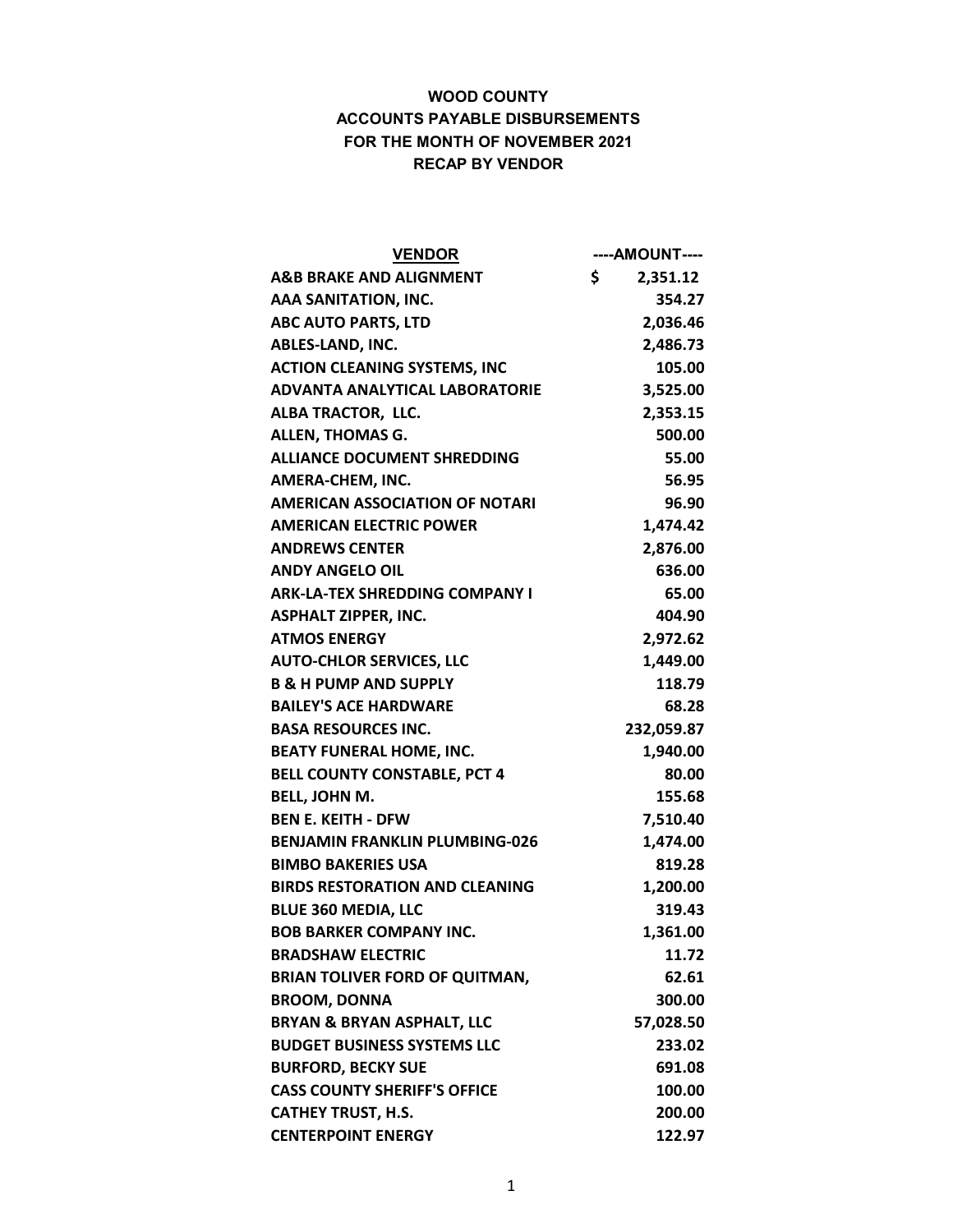**WOOD COUNTY**
**ACCOUNTS PAYABLE DISBURSEMENTS**
**FOR THE MONTH OF NOVEMBER 2021**
**RECAP BY VENDOR**

| VENDOR | ----AMOUNT---- |
|---|---|
| A&B BRAKE AND ALIGNMENT | $ 2,351.12 |
| AAA SANITATION, INC. | 354.27 |
| ABC AUTO PARTS, LTD | 2,036.46 |
| ABLES-LAND, INC. | 2,486.73 |
| ACTION CLEANING SYSTEMS, INC | 105.00 |
| ADVANTA ANALYTICAL LABORATORIE | 3,525.00 |
| ALBA TRACTOR, LLC. | 2,353.15 |
| ALLEN, THOMAS G. | 500.00 |
| ALLIANCE DOCUMENT SHREDDING | 55.00 |
| AMERA-CHEM, INC. | 56.95 |
| AMERICAN ASSOCIATION OF NOTARI | 96.90 |
| AMERICAN ELECTRIC POWER | 1,474.42 |
| ANDREWS CENTER | 2,876.00 |
| ANDY ANGELO OIL | 636.00 |
| ARK-LA-TEX SHREDDING COMPANY I | 65.00 |
| ASPHALT ZIPPER, INC. | 404.90 |
| ATMOS ENERGY | 2,972.62 |
| AUTO-CHLOR SERVICES, LLC | 1,449.00 |
| B & H PUMP AND SUPPLY | 118.79 |
| BAILEY'S ACE HARDWARE | 68.28 |
| BASA RESOURCES INC. | 232,059.87 |
| BEATY FUNERAL HOME, INC. | 1,940.00 |
| BELL COUNTY CONSTABLE, PCT 4 | 80.00 |
| BELL, JOHN M. | 155.68 |
| BEN E. KEITH - DFW | 7,510.40 |
| BENJAMIN FRANKLIN PLUMBING-026 | 1,474.00 |
| BIMBO BAKERIES USA | 819.28 |
| BIRDS RESTORATION AND CLEANING | 1,200.00 |
| BLUE 360 MEDIA, LLC | 319.43 |
| BOB BARKER COMPANY INC. | 1,361.00 |
| BRADSHAW ELECTRIC | 11.72 |
| BRIAN TOLIVER FORD OF QUITMAN, | 62.61 |
| BROOM, DONNA | 300.00 |
| BRYAN & BRYAN ASPHALT, LLC | 57,028.50 |
| BUDGET BUSINESS SYSTEMS LLC | 233.02 |
| BURFORD, BECKY SUE | 691.08 |
| CASS COUNTY SHERIFF'S OFFICE | 100.00 |
| CATHEY TRUST, H.S. | 200.00 |
| CENTERPOINT ENERGY | 122.97 |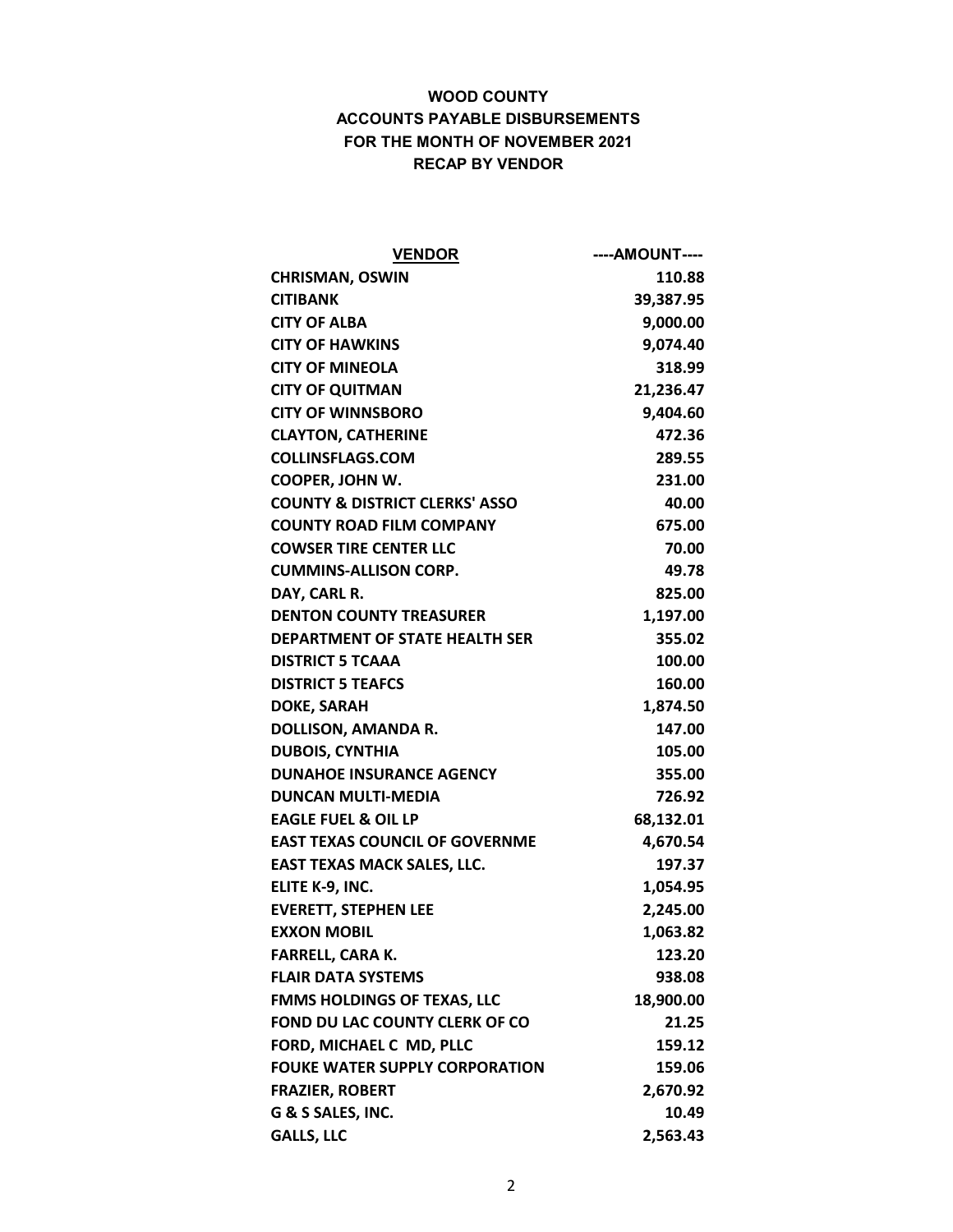**WOOD COUNTY**
**ACCOUNTS PAYABLE DISBURSEMENTS**
**FOR THE MONTH OF NOVEMBER 2021**
**RECAP BY VENDOR**

| VENDOR | ----AMOUNT---- |
|---|---:|
| CHRISMAN, OSWIN | 110.88 |
| CITIBANK | 39,387.95 |
| CITY OF ALBA | 9,000.00 |
| CITY OF HAWKINS | 9,074.40 |
| CITY OF MINEOLA | 318.99 |
| CITY OF QUITMAN | 21,236.47 |
| CITY OF WINNSBORO | 9,404.60 |
| CLAYTON, CATHERINE | 472.36 |
| COLLINSFLAGS.COM | 289.55 |
| COOPER, JOHN W. | 231.00 |
| COUNTY & DISTRICT CLERKS' ASSO | 40.00 |
| COUNTY ROAD FILM COMPANY | 675.00 |
| COWSER TIRE CENTER LLC | 70.00 |
| CUMMINS-ALLISON CORP. | 49.78 |
| DAY, CARL R. | 825.00 |
| DENTON COUNTY TREASURER | 1,197.00 |
| DEPARTMENT OF STATE HEALTH SER | 355.02 |
| DISTRICT 5 TCAAA | 100.00 |
| DISTRICT 5 TEAFCS | 160.00 |
| DOKE, SARAH | 1,874.50 |
| DOLLISON, AMANDA R. | 147.00 |
| DUBOIS, CYNTHIA | 105.00 |
| DUNAHOE INSURANCE AGENCY | 355.00 |
| DUNCAN MULTI-MEDIA | 726.92 |
| EAGLE FUEL & OIL LP | 68,132.01 |
| EAST TEXAS COUNCIL OF GOVERNME | 4,670.54 |
| EAST TEXAS MACK SALES, LLC. | 197.37 |
| ELITE K-9, INC. | 1,054.95 |
| EVERETT, STEPHEN LEE | 2,245.00 |
| EXXON MOBIL | 1,063.82 |
| FARRELL, CARA K. | 123.20 |
| FLAIR DATA SYSTEMS | 938.08 |
| FMMS HOLDINGS OF TEXAS, LLC | 18,900.00 |
| FOND DU LAC COUNTY CLERK OF CO | 21.25 |
| FORD, MICHAEL C MD, PLLC | 159.12 |
| FOUKE WATER SUPPLY CORPORATION | 159.06 |
| FRAZIER, ROBERT | 2,670.92 |
| G & S SALES, INC. | 10.49 |
| GALLS, LLC | 2,563.43 |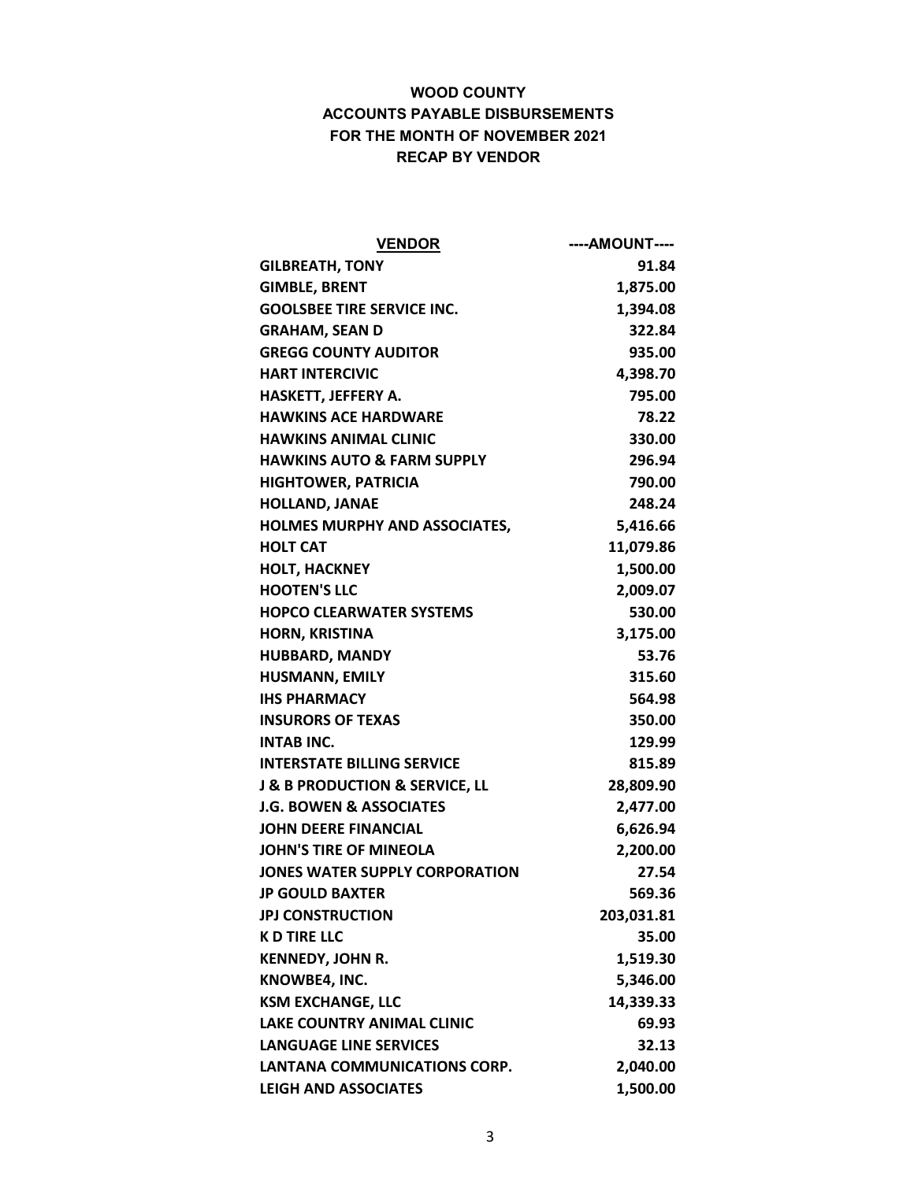**WOOD COUNTY**
**ACCOUNTS PAYABLE DISBURSEMENTS**
**FOR THE MONTH OF NOVEMBER 2021**
**RECAP BY VENDOR**

| VENDOR | ----AMOUNT---- |
|---|---:|
| GILBREATH, TONY | 91.84 |
| GIMBLE, BRENT | 1,875.00 |
| GOOLSBEE TIRE SERVICE INC. | 1,394.08 |
| GRAHAM, SEAN D | 322.84 |
| GREGG COUNTY AUDITOR | 935.00 |
| HART INTERCIVIC | 4,398.70 |
| HASKETT, JEFFERY A. | 795.00 |
| HAWKINS ACE HARDWARE | 78.22 |
| HAWKINS ANIMAL CLINIC | 330.00 |
| HAWKINS AUTO & FARM SUPPLY | 296.94 |
| HIGHTOWER, PATRICIA | 790.00 |
| HOLLAND, JANAE | 248.24 |
| HOLMES MURPHY AND ASSOCIATES, | 5,416.66 |
| HOLT CAT | 11,079.86 |
| HOLT, HACKNEY | 1,500.00 |
| HOOTEN'S LLC | 2,009.07 |
| HOPCO CLEARWATER SYSTEMS | 530.00 |
| HORN, KRISTINA | 3,175.00 |
| HUBBARD, MANDY | 53.76 |
| HUSMANN, EMILY | 315.60 |
| IHS PHARMACY | 564.98 |
| INSURORS OF TEXAS | 350.00 |
| INTAB INC. | 129.99 |
| INTERSTATE BILLING SERVICE | 815.89 |
| J & B PRODUCTION & SERVICE, LL | 28,809.90 |
| J.G. BOWEN & ASSOCIATES | 2,477.00 |
| JOHN DEERE FINANCIAL | 6,626.94 |
| JOHN'S TIRE OF MINEOLA | 2,200.00 |
| JONES WATER SUPPLY CORPORATION | 27.54 |
| JP GOULD BAXTER | 569.36 |
| JPJ CONSTRUCTION | 203,031.81 |
| K D TIRE LLC | 35.00 |
| KENNEDY, JOHN R. | 1,519.30 |
| KNOWBE4, INC. | 5,346.00 |
| KSM EXCHANGE, LLC | 14,339.33 |
| LAKE COUNTRY ANIMAL CLINIC | 69.93 |
| LANGUAGE LINE SERVICES | 32.13 |
| LANTANA COMMUNICATIONS CORP. | 2,040.00 |
| LEIGH AND ASSOCIATES | 1,500.00 |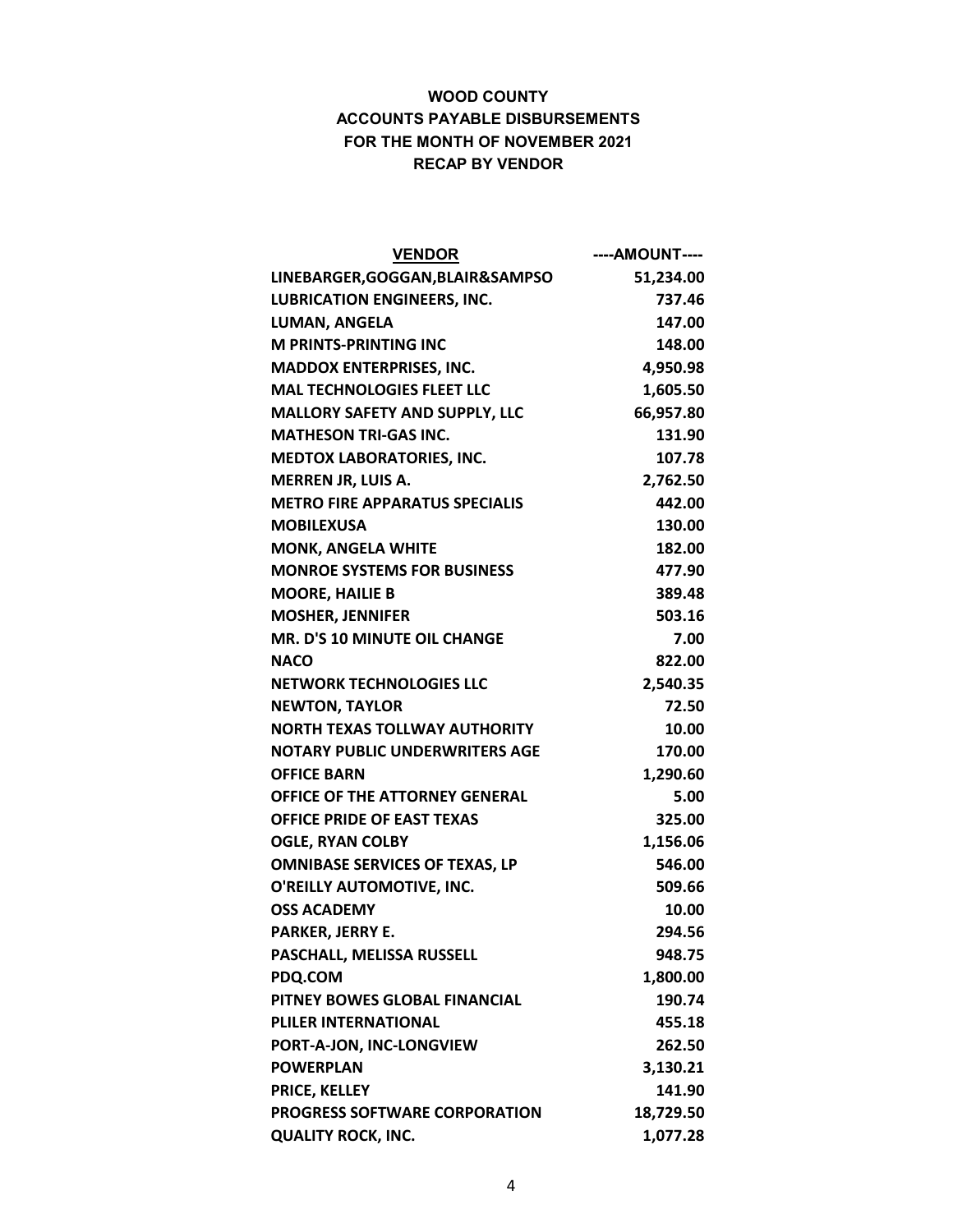**WOOD COUNTY**
**ACCOUNTS PAYABLE DISBURSEMENTS**
**FOR THE MONTH OF NOVEMBER 2021**
**RECAP BY VENDOR**

| VENDOR | ----AMOUNT---- |
|---|---:|
| LINEBARGER,GOGGAN,BLAIR&SAMPSO | 51,234.00 |
| LUBRICATION ENGINEERS, INC. | 737.46 |
| LUMAN, ANGELA | 147.00 |
| M PRINTS-PRINTING INC | 148.00 |
| MADDOX ENTERPRISES, INC. | 4,950.98 |
| MAL TECHNOLOGIES FLEET LLC | 1,605.50 |
| MALLORY SAFETY AND SUPPLY, LLC | 66,957.80 |
| MATHESON TRI-GAS INC. | 131.90 |
| MEDTOX LABORATORIES, INC. | 107.78 |
| MERREN JR, LUIS A. | 2,762.50 |
| METRO FIRE APPARATUS SPECIALIS | 442.00 |
| MOBILEXUSA | 130.00 |
| MONK, ANGELA WHITE | 182.00 |
| MONROE SYSTEMS FOR BUSINESS | 477.90 |
| MOORE, HAILIE B | 389.48 |
| MOSHER, JENNIFER | 503.16 |
| MR. D'S 10 MINUTE OIL CHANGE | 7.00 |
| NACO | 822.00 |
| NETWORK TECHNOLOGIES LLC | 2,540.35 |
| NEWTON, TAYLOR | 72.50 |
| NORTH TEXAS TOLLWAY AUTHORITY | 10.00 |
| NOTARY PUBLIC UNDERWRITERS AGE | 170.00 |
| OFFICE BARN | 1,290.60 |
| OFFICE OF THE ATTORNEY GENERAL | 5.00 |
| OFFICE PRIDE OF EAST TEXAS | 325.00 |
| OGLE, RYAN COLBY | 1,156.06 |
| OMNIBASE SERVICES OF TEXAS, LP | 546.00 |
| O'REILLY AUTOMOTIVE, INC. | 509.66 |
| OSS ACADEMY | 10.00 |
| PARKER, JERRY E. | 294.56 |
| PASCHALL, MELISSA RUSSELL | 948.75 |
| PDQ.COM | 1,800.00 |
| PITNEY BOWES GLOBAL FINANCIAL | 190.74 |
| PLILER INTERNATIONAL | 455.18 |
| PORT-A-JON, INC-LONGVIEW | 262.50 |
| POWERPLAN | 3,130.21 |
| PRICE, KELLEY | 141.90 |
| PROGRESS SOFTWARE CORPORATION | 18,729.50 |
| QUALITY ROCK, INC. | 1,077.28 |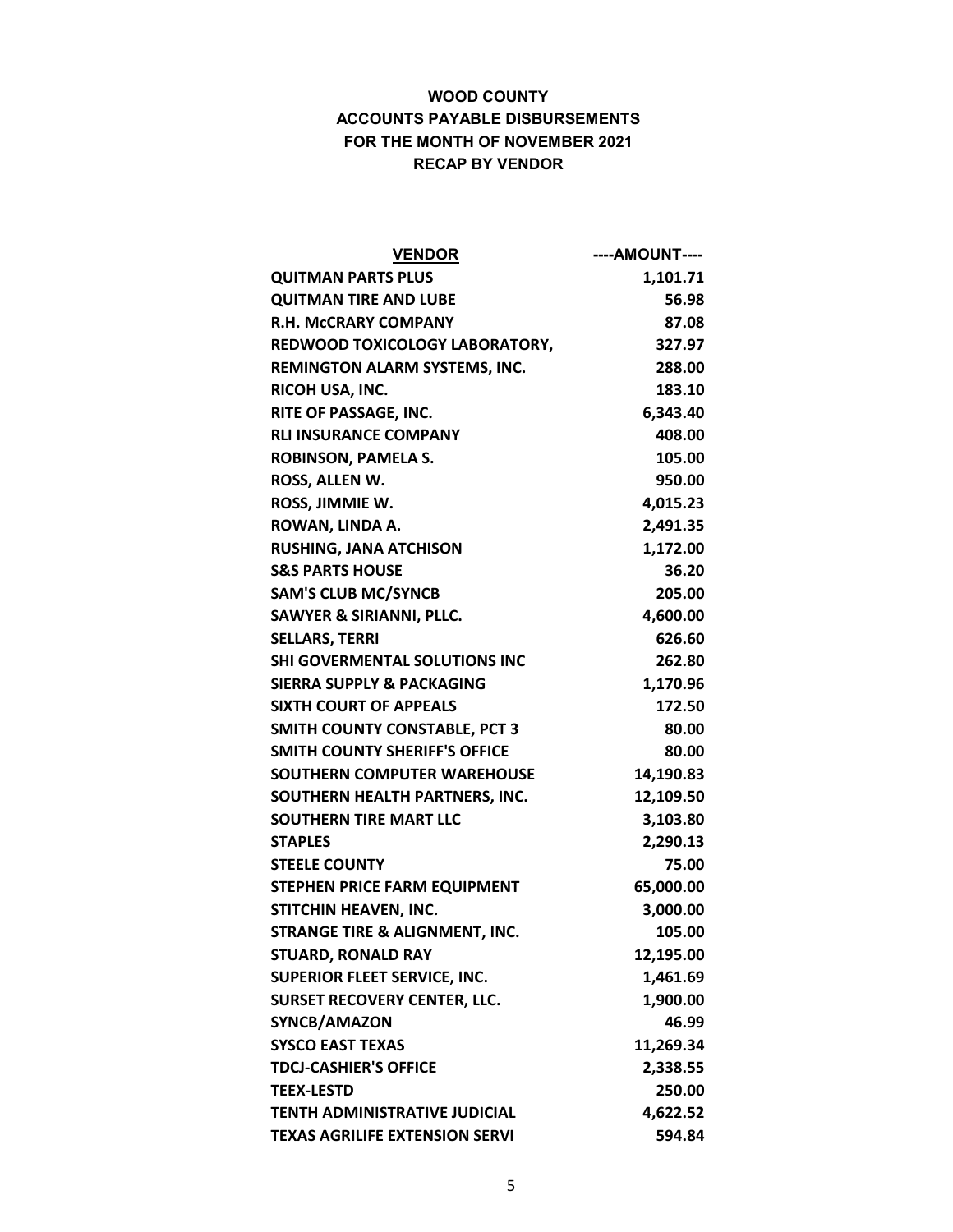**WOOD COUNTY**
**ACCOUNTS PAYABLE DISBURSEMENTS**
**FOR THE MONTH OF NOVEMBER 2021**
**RECAP BY VENDOR**

| VENDOR | ----AMOUNT---- |
|---|---:|
| QUITMAN PARTS PLUS | 1,101.71 |
| QUITMAN TIRE AND LUBE | 56.98 |
| R.H. McCRARY COMPANY | 87.08 |
| REDWOOD TOXICOLOGY LABORATORY, | 327.97 |
| REMINGTON ALARM SYSTEMS, INC. | 288.00 |
| RICOH USA, INC. | 183.10 |
| RITE OF PASSAGE, INC. | 6,343.40 |
| RLI INSURANCE COMPANY | 408.00 |
| ROBINSON, PAMELA S. | 105.00 |
| ROSS, ALLEN W. | 950.00 |
| ROSS, JIMMIE W. | 4,015.23 |
| ROWAN, LINDA A. | 2,491.35 |
| RUSHING, JANA ATCHISON | 1,172.00 |
| S&S PARTS HOUSE | 36.20 |
| SAM'S CLUB MC/SYNCB | 205.00 |
| SAWYER & SIRIANNI, PLLC. | 4,600.00 |
| SELLARS, TERRI | 626.60 |
| SHI GOVERMENTAL SOLUTIONS INC | 262.80 |
| SIERRA SUPPLY & PACKAGING | 1,170.96 |
| SIXTH COURT OF APPEALS | 172.50 |
| SMITH COUNTY CONSTABLE, PCT 3 | 80.00 |
| SMITH COUNTY SHERIFF'S OFFICE | 80.00 |
| SOUTHERN COMPUTER WAREHOUSE | 14,190.83 |
| SOUTHERN HEALTH PARTNERS, INC. | 12,109.50 |
| SOUTHERN TIRE MART LLC | 3,103.80 |
| STAPLES | 2,290.13 |
| STEELE COUNTY | 75.00 |
| STEPHEN PRICE FARM EQUIPMENT | 65,000.00 |
| STITCHIN HEAVEN, INC. | 3,000.00 |
| STRANGE TIRE & ALIGNMENT, INC. | 105.00 |
| STUARD, RONALD RAY | 12,195.00 |
| SUPERIOR FLEET SERVICE, INC. | 1,461.69 |
| SURSET RECOVERY CENTER, LLC. | 1,900.00 |
| SYNCB/AMAZON | 46.99 |
| SYSCO EAST TEXAS | 11,269.34 |
| TDCJ-CASHIER'S OFFICE | 2,338.55 |
| TEEX-LESTD | 250.00 |
| TENTH ADMINISTRATIVE JUDICIAL | 4,622.52 |
| TEXAS AGRILIFE EXTENSION SERVI | 594.84 |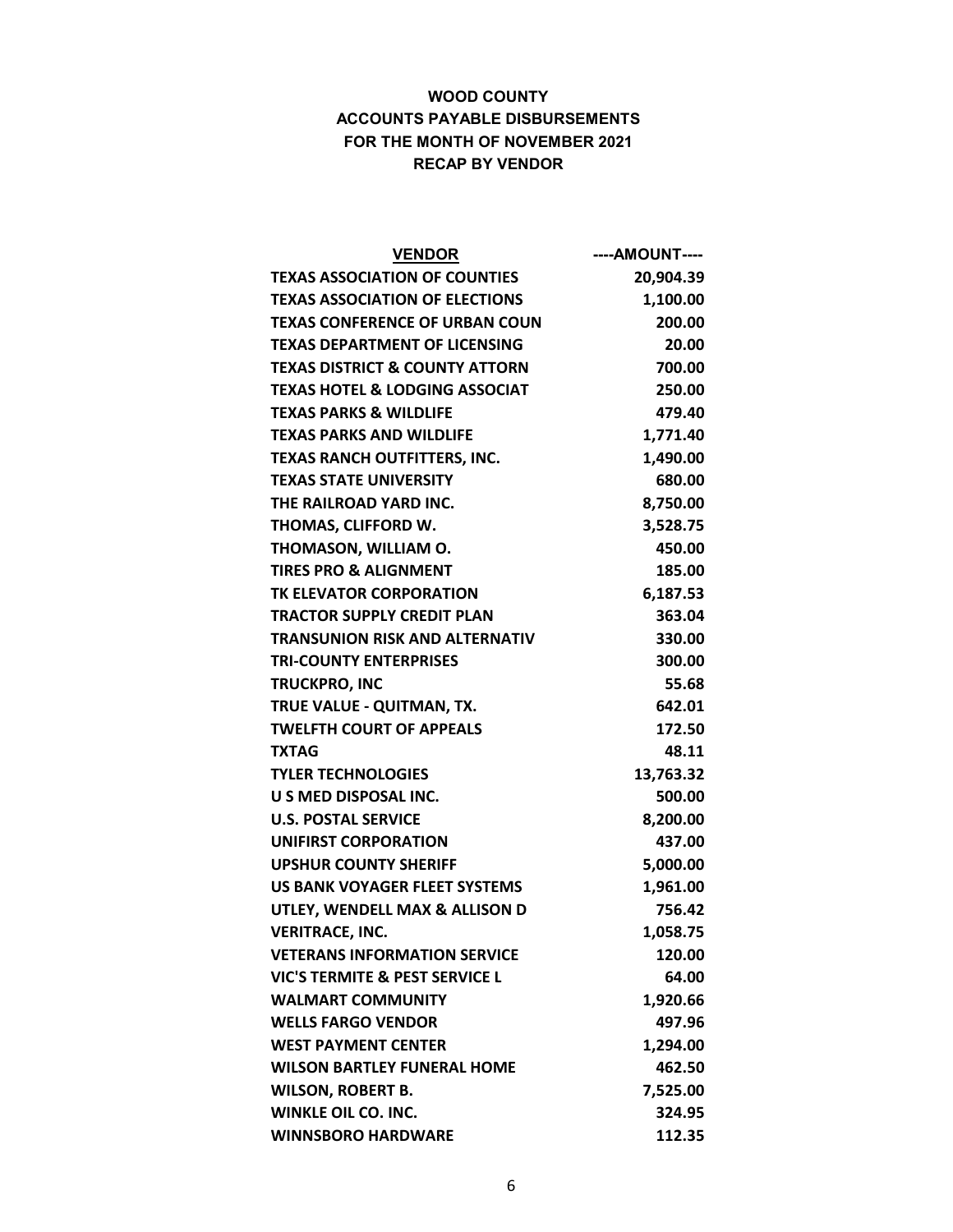**WOOD COUNTY**
**ACCOUNTS PAYABLE DISBURSEMENTS**
**FOR THE MONTH OF NOVEMBER 2021**
**RECAP BY VENDOR**

| VENDOR | ----AMOUNT---- |
|---|---:|
| TEXAS ASSOCIATION OF COUNTIES | 20,904.39 |
| TEXAS ASSOCIATION OF ELECTIONS | 1,100.00 |
| TEXAS CONFERENCE OF URBAN COUN | 200.00 |
| TEXAS DEPARTMENT OF LICENSING | 20.00 |
| TEXAS DISTRICT & COUNTY ATTORN | 700.00 |
| TEXAS HOTEL & LODGING ASSOCIAT | 250.00 |
| TEXAS PARKS & WILDLIFE | 479.40 |
| TEXAS PARKS AND WILDLIFE | 1,771.40 |
| TEXAS RANCH OUTFITTERS, INC. | 1,490.00 |
| TEXAS STATE UNIVERSITY | 680.00 |
| THE RAILROAD YARD INC. | 8,750.00 |
| THOMAS, CLIFFORD W. | 3,528.75 |
| THOMASON, WILLIAM O. | 450.00 |
| TIRES PRO & ALIGNMENT | 185.00 |
| TK ELEVATOR CORPORATION | 6,187.53 |
| TRACTOR SUPPLY CREDIT PLAN | 363.04 |
| TRANSUNION RISK AND ALTERNATIV | 330.00 |
| TRI-COUNTY ENTERPRISES | 300.00 |
| TRUCKPRO, INC | 55.68 |
| TRUE VALUE - QUITMAN, TX. | 642.01 |
| TWELFTH COURT OF APPEALS | 172.50 |
| TXTAG | 48.11 |
| TYLER TECHNOLOGIES | 13,763.32 |
| U S MED DISPOSAL INC. | 500.00 |
| U.S. POSTAL SERVICE | 8,200.00 |
| UNIFIRST CORPORATION | 437.00 |
| UPSHUR COUNTY SHERIFF | 5,000.00 |
| US BANK VOYAGER FLEET SYSTEMS | 1,961.00 |
| UTLEY, WENDELL MAX & ALLISON D | 756.42 |
| VERITRACE, INC. | 1,058.75 |
| VETERANS INFORMATION SERVICE | 120.00 |
| VIC'S TERMITE & PEST SERVICE L | 64.00 |
| WALMART COMMUNITY | 1,920.66 |
| WELLS FARGO VENDOR | 497.96 |
| WEST PAYMENT CENTER | 1,294.00 |
| WILSON BARTLEY FUNERAL HOME | 462.50 |
| WILSON, ROBERT B. | 7,525.00 |
| WINKLE OIL CO. INC. | 324.95 |
| WINNSBORO HARDWARE | 112.35 |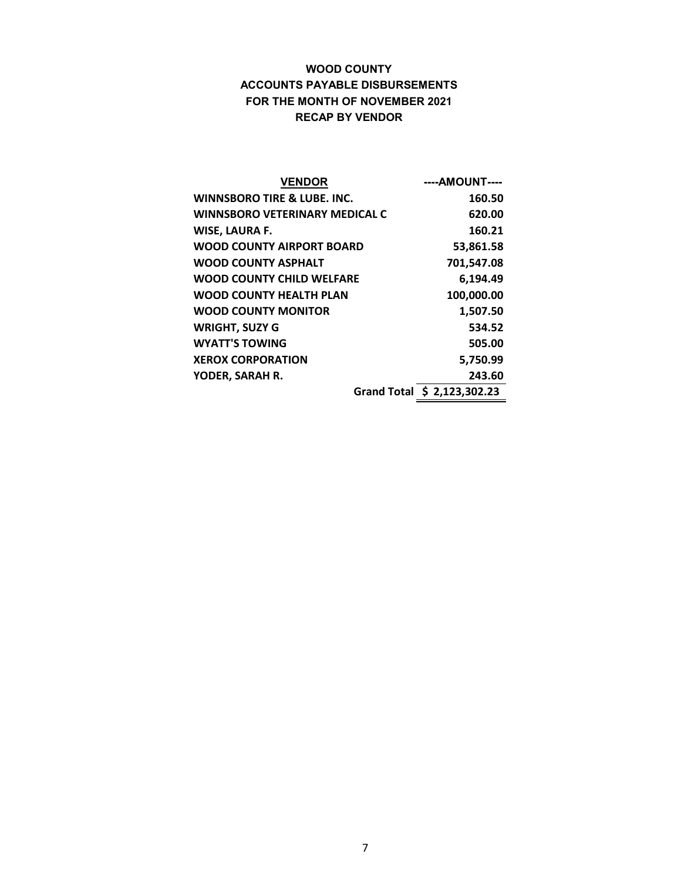**WOOD COUNTY**
**ACCOUNTS PAYABLE DISBURSEMENTS**
**FOR THE MONTH OF NOVEMBER 2021**
**RECAP BY VENDOR**

| VENDOR | ----AMOUNT---- |
|---|---|
| WINNSBORO TIRE & LUBE. INC. | 160.50 |
| WINNSBORO VETERINARY MEDICAL C | 620.00 |
| WISE, LAURA F. | 160.21 |
| WOOD COUNTY AIRPORT BOARD | 53,861.58 |
| WOOD COUNTY ASPHALT | 701,547.08 |
| WOOD COUNTY CHILD WELFARE | 6,194.49 |
| WOOD COUNTY HEALTH PLAN | 100,000.00 |
| WOOD COUNTY MONITOR | 1,507.50 |
| WRIGHT, SUZY G | 534.52 |
| WYATT'S TOWING | 505.00 |
| XEROX CORPORATION | 5,750.99 |
| YODER, SARAH R. | 243.60 |
| Grand Total | $ 2,123,302.23 |